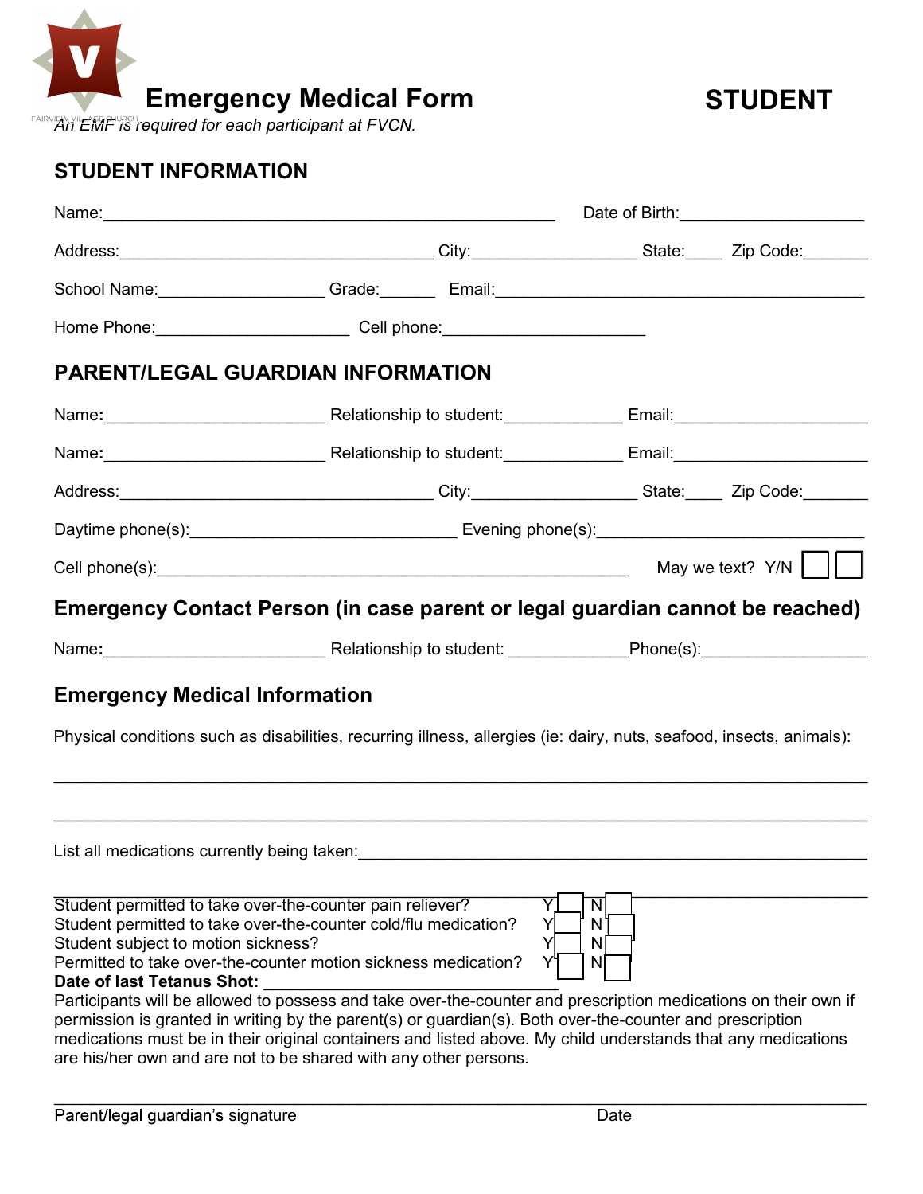# Emergency Medical Form

**STUDENT**

*An EMF is required for each participant at FVCN.*

## STUDENT INFORMATION

Name:______________________________________________ Date of Birth:____________________

Address:_________________________________ City:__________________ State:____ Zip Code:_______

School Name:__________________ Grade:______ Email:_________________________________________

Home Phone:_____________________ Cell phone:______________________

## PARENT/LEGAL GUARDIAN INFORMATION

Name:________________________ Relationship to student:_____________ Email:_____________________

Name:________________________ Relationship to student:_____________ Email:_____________________

Address:_________________________________ City:__________________ State:____ Zip Code:_______

Daytime phone(s):_____________________________ Evening phone(s):_____________________________

Cell phone(s):_____________________________________________________ May we text? Y/N ☐ ☐

## Emergency Contact Person (in case parent or legal guardian cannot be reached)

Name:________________________ Relationship to student: _____________Phone(s):__________________

## Emergency Medical Information

Physical conditions such as disabilities, recurring illness, allergies (ie: dairy, nuts, seafood, insects, animals):

_____________________________________________________________________________________

_____________________________________________________________________________________

List all medications currently being taken:____________________________________________________

_____________________________________________________________________________________

Student permitted to take over-the-counter pain reliever? Y ☐ N ☐

Student permitted to take over-the-counter cold/flu medication? Y ☐ N ☐

Student subject to motion sickness? Y ☐ N ☐

Permitted to take over-the-counter motion sickness medication? Y ☐ N ☐

**Date of last Tetanus Shot:** ______________________________

Participants will be allowed to possess and take over-the-counter and prescription medications on their own if permission is granted in writing by the parent(s) or guardian(s). Both over-the-counter and prescription medications must be in their original containers and listed above. My child understands that any medications are his/her own and are not to be shared with any other persons.

_____________________________________________________________________________________

Parent/legal guardian's signature Date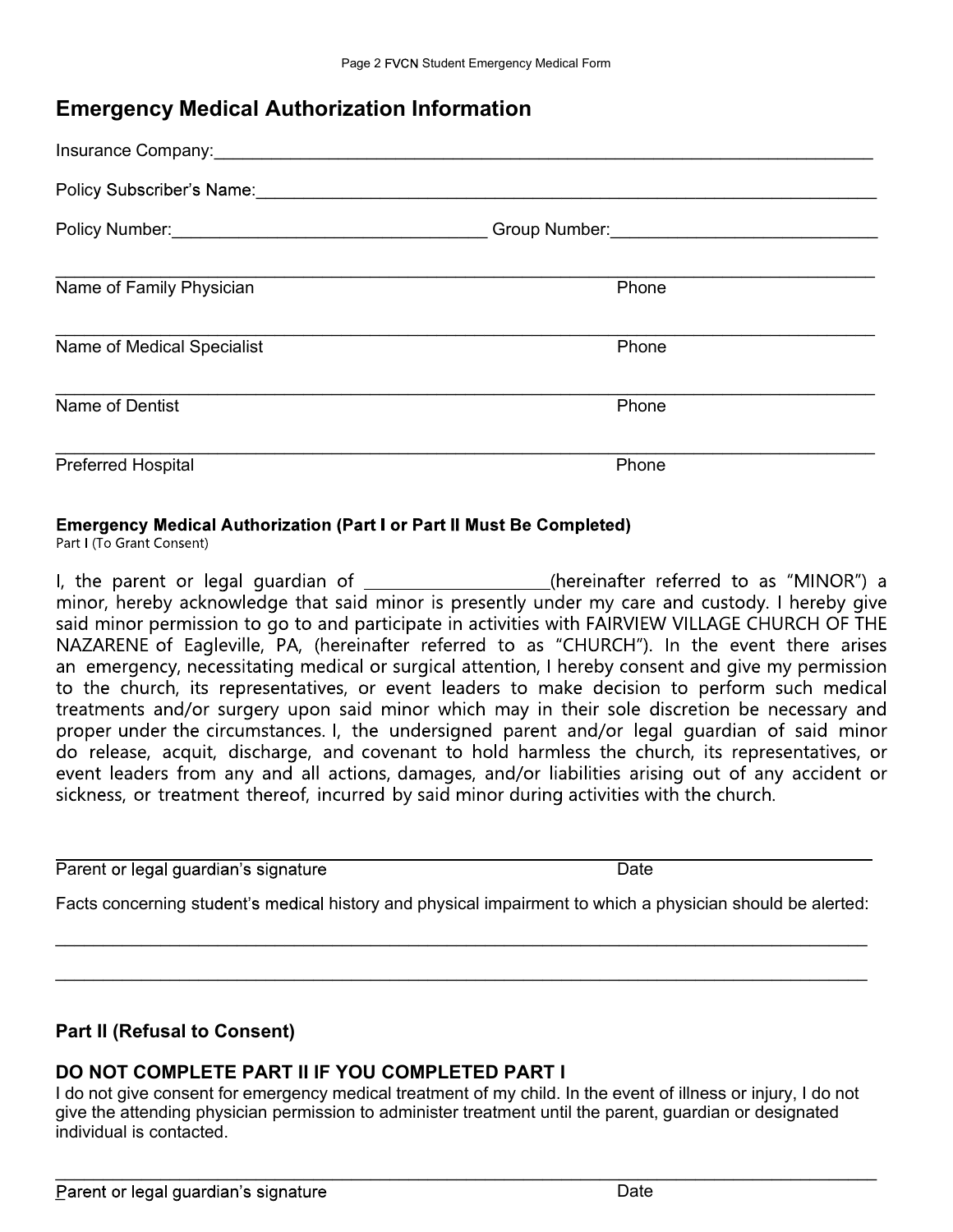## Emergency Medical Authorization Information

Insurance Company:___________________________________________________________________

Policy Subscriber's Name:_____________________________________________________________

Policy Number:_________________________________ Group Number:____________________________

_______________________________________________________________________________________
Name of Family Physician Phone

_______________________________________________________________________________________
Name of Medical Specialist Phone

_______________________________________________________________________________________
Name of Dentist Phone

_______________________________________________________________________________________
Preferred Hospital Phone

**Emergency Medical Authorization (Part I or Part II Must Be Completed)**
Part I (To Grant Consent)

I, the parent or legal guardian of ____________________(hereinafter referred to as "MINOR") a minor, hereby acknowledge that said minor is presently under my care and custody. I hereby give said minor permission to go to and participate in activities with FAIRVIEW VILLAGE CHURCH OF THE NAZARENE of Eagleville, PA, (hereinafter referred to as "CHURCH"). In the event there arises an emergency, necessitating medical or surgical attention, I hereby consent and give my permission to the church, its representatives, or event leaders to make decision to perform such medical treatments and/or surgery upon said minor which may in their sole discretion be necessary and proper under the circumstances. I, the undersigned parent and/or legal guardian of said minor do release, acquit, discharge, and covenant to hold harmless the church, its representatives, or event leaders from any and all actions, damages, and/or liabilities arising out of any accident or sickness, or treatment thereof, incurred by said minor during activities with the church.

_______________________________________________________________________________________
Parent or legal guardian's signature Date

Facts concerning student's medical history and physical impairment to which a physician should be alerted:

_______________________________________________________________________________________

_______________________________________________________________________________________

### Part II (Refusal to Consent)

### DO NOT COMPLETE PART II IF YOU COMPLETED PART I

I do not give consent for emergency medical treatment of my child. In the event of illness or injury, I do not give the attending physician permission to administer treatment until the parent, guardian or designated individual is contacted.

_______________________________________________________________________________________
Parent or legal guardian's signature Date